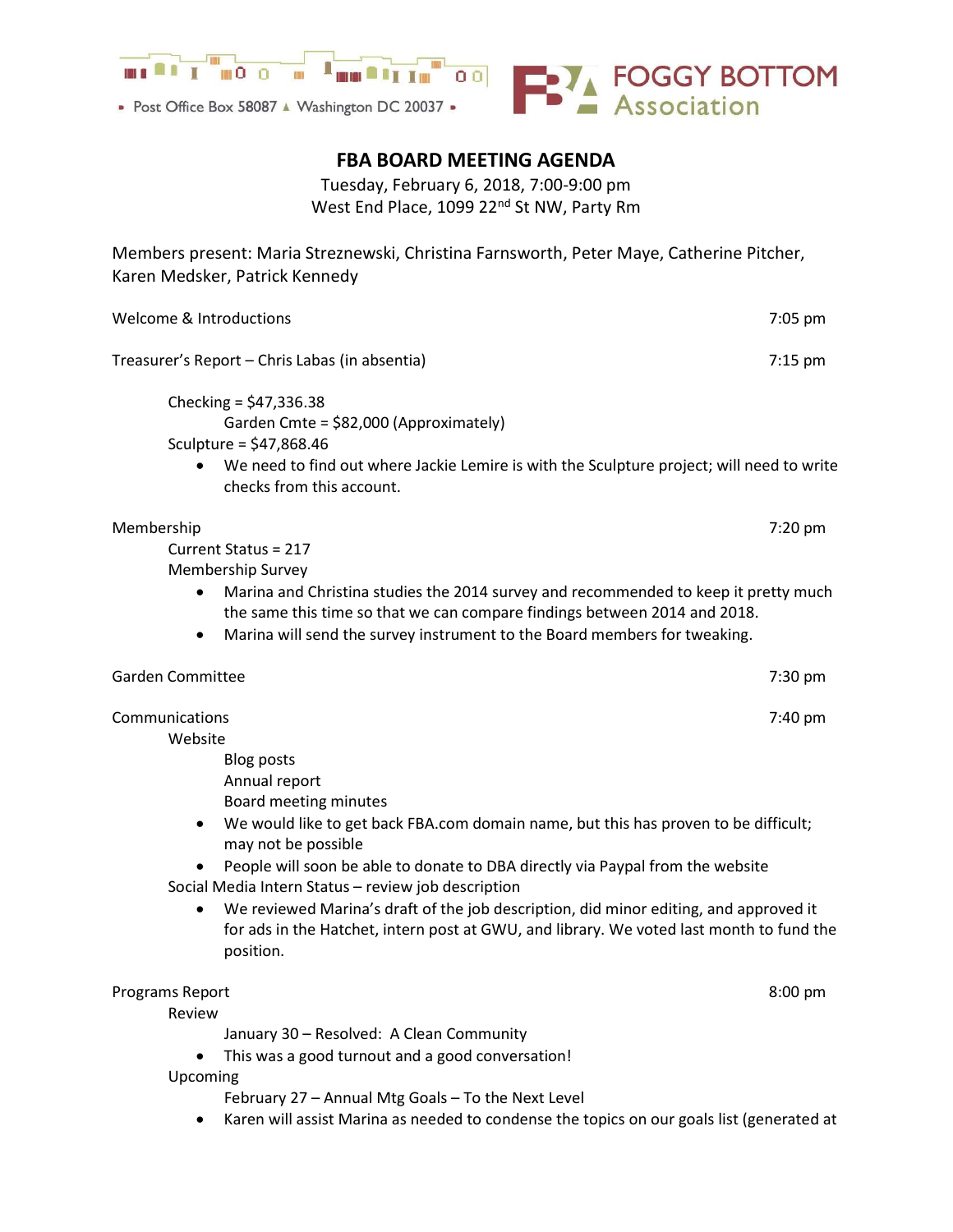Post Office Box 58087 ▲ Washington DC 20037

FOGGY BOTTOM Association

# FBA BOARD MEETING AGENDA

Tuesday, February 6, 2018, 7:00-9:00 pm
West End Place, 1099 22nd St NW, Party Rm

Members present: Maria Streznewski, Christina Farnsworth, Peter Maye, Catherine Pitcher, Karen Medsker, Patrick Kennedy

Welcome & Introductions — 7:05 pm

Treasurer's Report – Chris Labas (in absentia) — 7:15 pm

Checking = $47,336.38
Garden Cmte = $82,000 (Approximately)
Sculpture = $47,868.46

- We need to find out where Jackie Lemire is with the Sculpture project; will need to write checks from this account.

Membership — 7:20 pm

Current Status = 217
Membership Survey

- Marina and Christina studies the 2014 survey and recommended to keep it pretty much the same this time so that we can compare findings between 2014 and 2018.
- Marina will send the survey instrument to the Board members for tweaking.

Garden Committee — 7:30 pm

Communications — 7:40 pm

Website
Blog posts
Annual report
Board meeting minutes

- We would like to get back FBA.com domain name, but this has proven to be difficult; may not be possible
- People will soon be able to donate to DBA directly via Paypal from the website

Social Media Intern Status – review job description

- We reviewed Marina's draft of the job description, did minor editing, and approved it for ads in the Hatchet, intern post at GWU, and library. We voted last month to fund the position.

Programs Report — 8:00 pm

Review
January 30 – Resolved: A Clean Community

- This was a good turnout and a good conversation!

Upcoming
February 27 – Annual Mtg Goals – To the Next Level

- Karen will assist Marina as needed to condense the topics on our goals list (generated at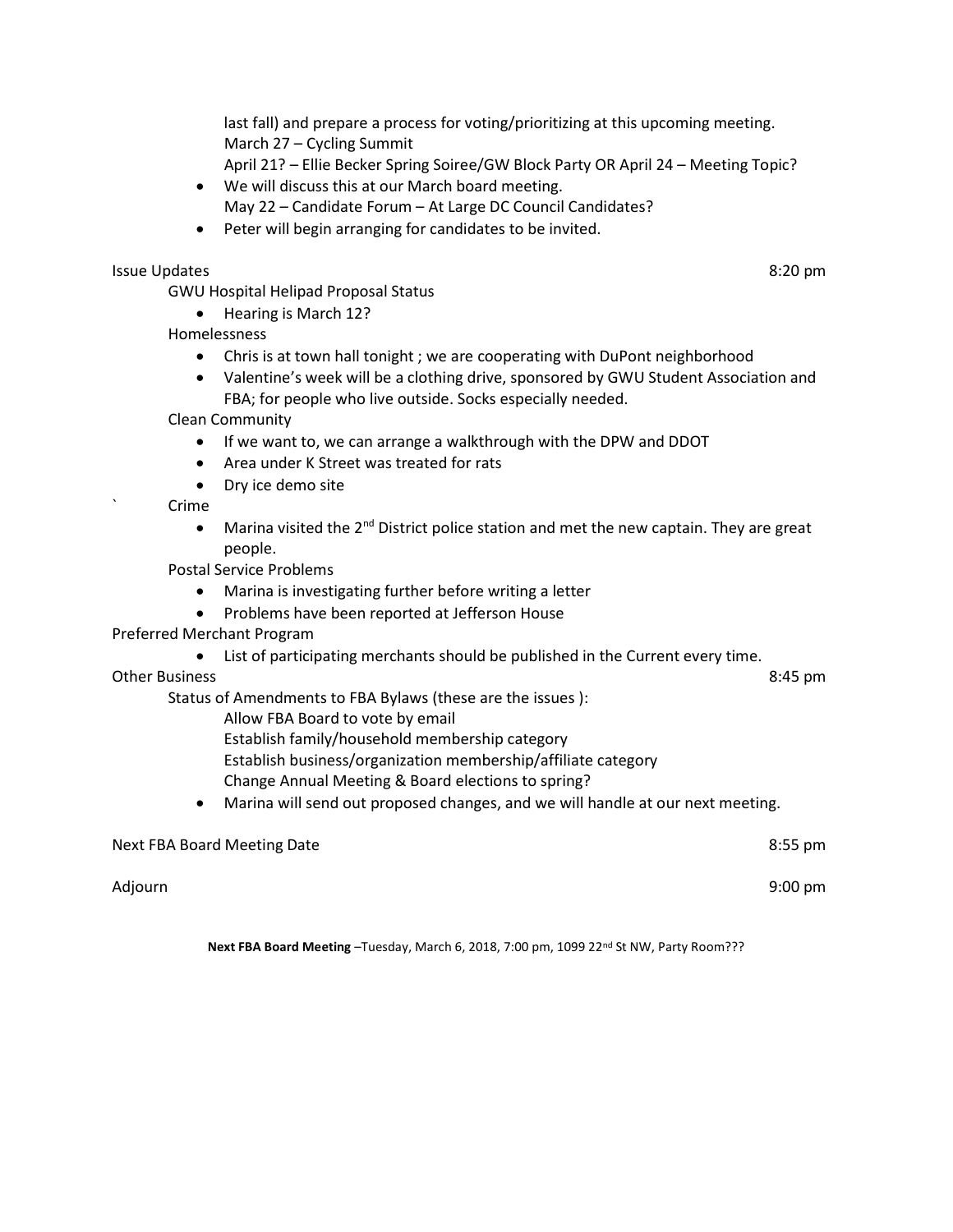last fall) and prepare a process for voting/prioritizing at this upcoming meeting.
March 27 – Cycling Summit
April 21? – Ellie Becker Spring Soiree/GW Block Party OR April 24 – Meeting Topic?

- We will discuss this at our March board meeting.

May 22 – Candidate Forum – At Large DC Council Candidates?

- Peter will begin arranging for candidates to be invited.

Issue Updates 8:20 pm

GWU Hospital Helipad Proposal Status

- Hearing is March 12?

Homelessness

- Chris is at town hall tonight ; we are cooperating with DuPont neighborhood
- Valentine's week will be a clothing drive, sponsored by GWU Student Association and FBA; for people who live outside. Socks especially needed.

Clean Community

- If we want to, we can arrange a walkthrough with the DPW and DDOT
- Area under K Street was treated for rats
- Dry ice demo site

` Crime

- Marina visited the 2nd District police station and met the new captain. They are great people.

Postal Service Problems

- Marina is investigating further before writing a letter
- Problems have been reported at Jefferson House

Preferred Merchant Program

- List of participating merchants should be published in the Current every time.

Other Business 8:45 pm

Status of Amendments to FBA Bylaws (these are the issues ):

Allow FBA Board to vote by email
Establish family/household membership category
Establish business/organization membership/affiliate category
Change Annual Meeting & Board elections to spring?

- Marina will send out proposed changes, and we will handle at our next meeting.

Next FBA Board Meeting Date 8:55 pm

Adjourn 9:00 pm

**Next FBA Board Meeting** –Tuesday, March 6, 2018, 7:00 pm, 1099 22nd St NW, Party Room???